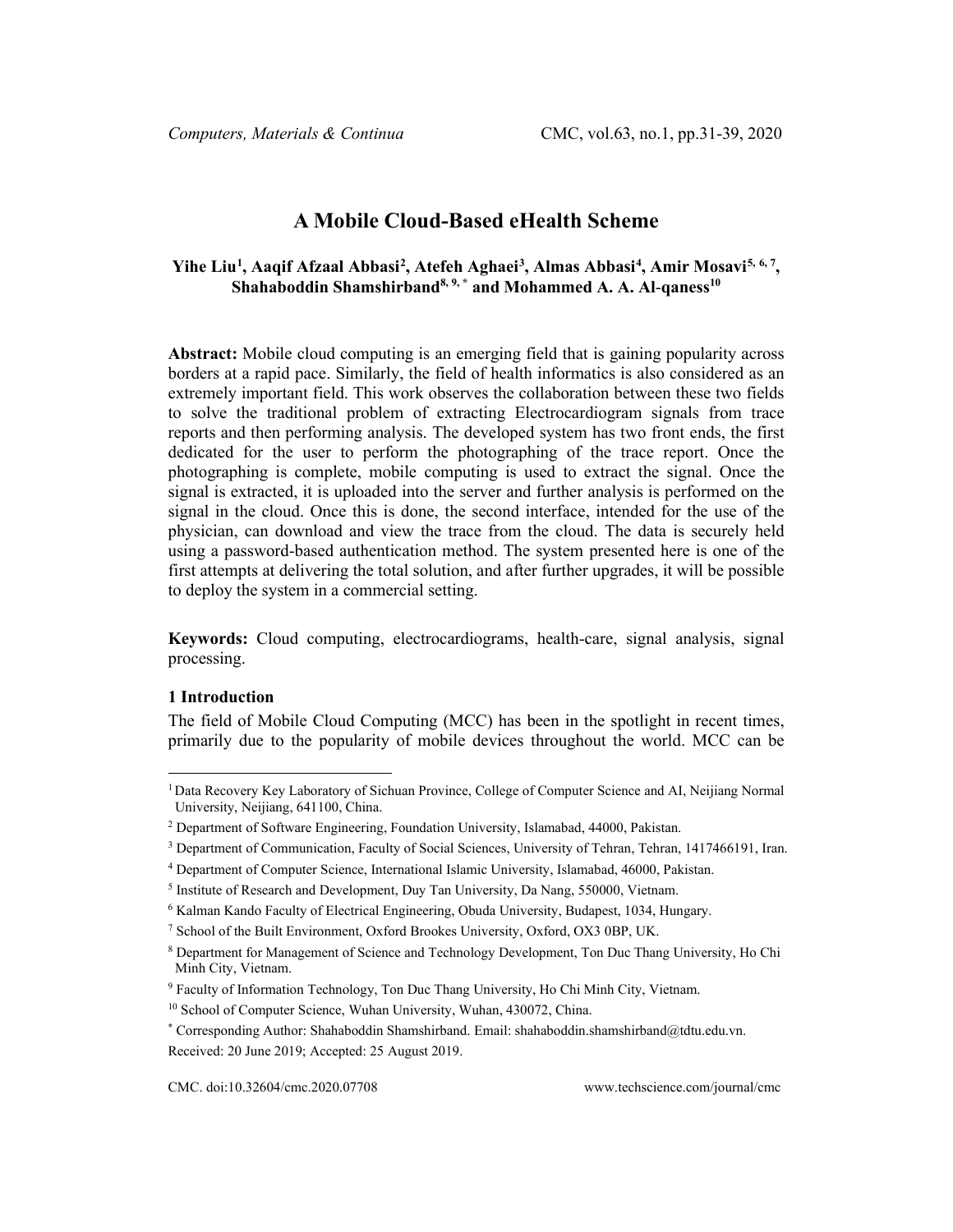# A Mobile Cloud-Based eHealth Scheme

**Yihe Liu[1], Aaqif Afzaal Abbasi[2], Atefeh Aghaei[3], Almas Abbasi[4], Amir Mosavi[5, 6, 7], Shahaboddin Shamshirband[8, 9, *] and Mohammed A. A. Al-qaness[10]**

**Abstract:** Mobile cloud computing is an emerging field that is gaining popularity across borders at a rapid pace. Similarly, the field of health informatics is also considered as an extremely important field. This work observes the collaboration between these two fields to solve the traditional problem of extracting Electrocardiogram signals from trace reports and then performing analysis. The developed system has two front ends, the first dedicated for the user to perform the photographing of the trace report. Once the photographing is complete, mobile computing is used to extract the signal. Once the signal is extracted, it is uploaded into the server and further analysis is performed on the signal in the cloud. Once this is done, the second interface, intended for the use of the physician, can download and view the trace from the cloud. The data is securely held using a password-based authentication method. The system presented here is one of the first attempts at delivering the total solution, and after further upgrades, it will be possible to deploy the system in a commercial setting.

**Keywords:** Cloud computing, electrocardiograms, health-care, signal analysis, signal processing.

## 1 Introduction

The field of Mobile Cloud Computing (MCC) has been in the spotlight in recent times, primarily due to the popularity of mobile devices throughout the world. MCC can be

---

[1] Data Recovery Key Laboratory of Sichuan Province, College of Computer Science and AI, Neijiang Normal University, Neijiang, 641100, China.

[2] Department of Software Engineering, Foundation University, Islamabad, 44000, Pakistan.

[3] Department of Communication, Faculty of Social Sciences, University of Tehran, Tehran, 1417466191, Iran.

[4] Department of Computer Science, International Islamic University, Islamabad, 46000, Pakistan.

[5] Institute of Research and Development, Duy Tan University, Da Nang, 550000, Vietnam.

[6] Kalman Kando Faculty of Electrical Engineering, Obuda University, Budapest, 1034, Hungary.

[7] School of the Built Environment, Oxford Brookes University, Oxford, OX3 0BP, UK.

[8] Department for Management of Science and Technology Development, Ton Duc Thang University, Ho Chi Minh City, Vietnam.

[9] Faculty of Information Technology, Ton Duc Thang University, Ho Chi Minh City, Vietnam.

[10] School of Computer Science, Wuhan University, Wuhan, 430072, China.

[*] Corresponding Author: Shahaboddin Shamshirband. Email: shahaboddin.shamshirband@tdtu.edu.vn.

Received: 20 June 2019; Accepted: 25 August 2019.

CMC. doi:10.32604/cmc.2020.07708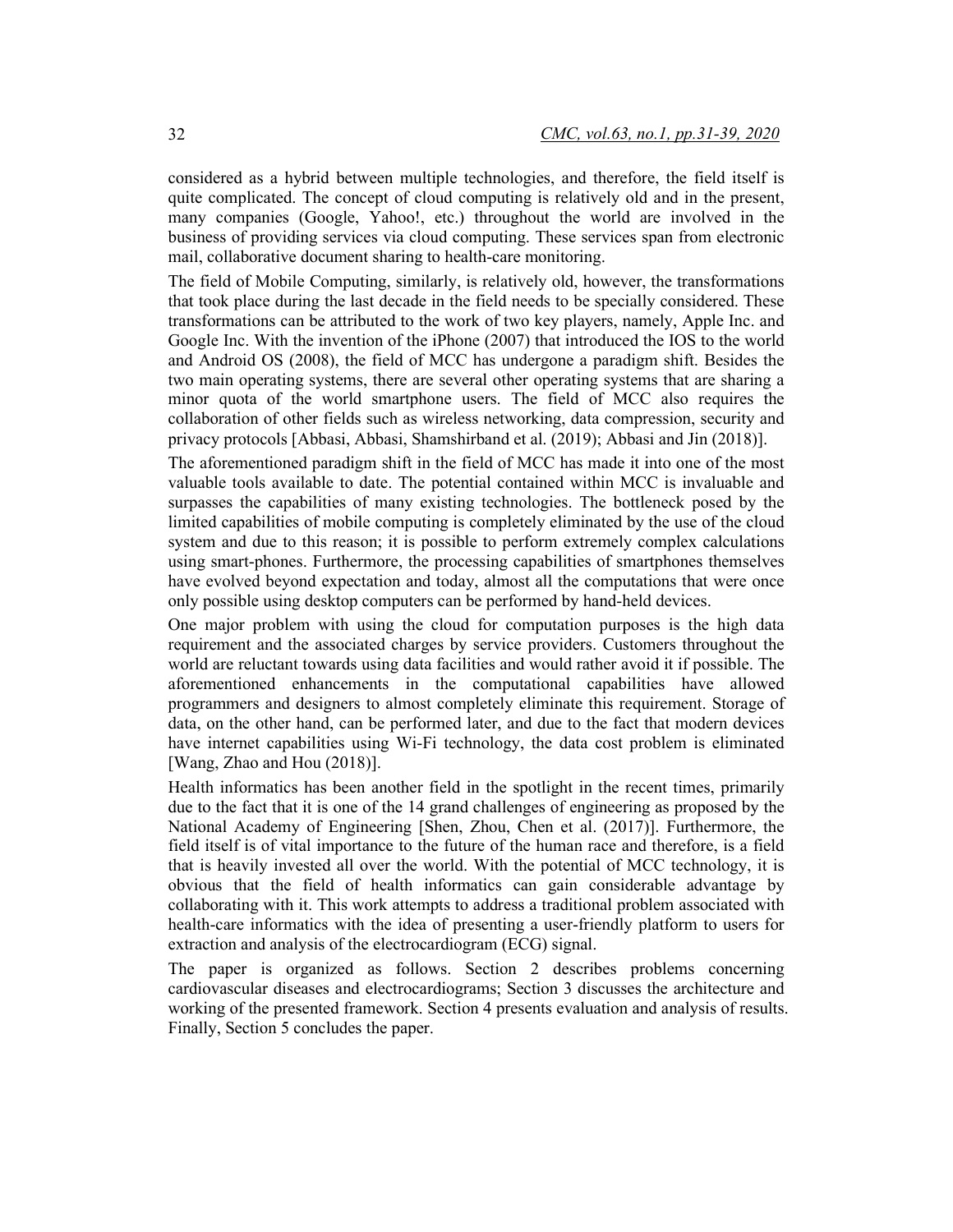considered as a hybrid between multiple technologies, and therefore, the field itself is quite complicated. The concept of cloud computing is relatively old and in the present, many companies (Google, Yahoo!, etc.) throughout the world are involved in the business of providing services via cloud computing. These services span from electronic mail, collaborative document sharing to health-care monitoring.

The field of Mobile Computing, similarly, is relatively old, however, the transformations that took place during the last decade in the field needs to be specially considered. These transformations can be attributed to the work of two key players, namely, Apple Inc. and Google Inc. With the invention of the iPhone (2007) that introduced the IOS to the world and Android OS (2008), the field of MCC has undergone a paradigm shift. Besides the two main operating systems, there are several other operating systems that are sharing a minor quota of the world smartphone users. The field of MCC also requires the collaboration of other fields such as wireless networking, data compression, security and privacy protocols [Abbasi, Abbasi, Shamshirband et al. (2019); Abbasi and Jin (2018)].

The aforementioned paradigm shift in the field of MCC has made it into one of the most valuable tools available to date. The potential contained within MCC is invaluable and surpasses the capabilities of many existing technologies. The bottleneck posed by the limited capabilities of mobile computing is completely eliminated by the use of the cloud system and due to this reason; it is possible to perform extremely complex calculations using smart-phones. Furthermore, the processing capabilities of smartphones themselves have evolved beyond expectation and today, almost all the computations that were once only possible using desktop computers can be performed by hand-held devices.

One major problem with using the cloud for computation purposes is the high data requirement and the associated charges by service providers. Customers throughout the world are reluctant towards using data facilities and would rather avoid it if possible. The aforementioned enhancements in the computational capabilities have allowed programmers and designers to almost completely eliminate this requirement. Storage of data, on the other hand, can be performed later, and due to the fact that modern devices have internet capabilities using Wi-Fi technology, the data cost problem is eliminated [Wang, Zhao and Hou (2018)].

Health informatics has been another field in the spotlight in the recent times, primarily due to the fact that it is one of the 14 grand challenges of engineering as proposed by the National Academy of Engineering [Shen, Zhou, Chen et al. (2017)]. Furthermore, the field itself is of vital importance to the future of the human race and therefore, is a field that is heavily invested all over the world. With the potential of MCC technology, it is obvious that the field of health informatics can gain considerable advantage by collaborating with it. This work attempts to address a traditional problem associated with health-care informatics with the idea of presenting a user-friendly platform to users for extraction and analysis of the electrocardiogram (ECG) signal.

The paper is organized as follows. Section 2 describes problems concerning cardiovascular diseases and electrocardiograms; Section 3 discusses the architecture and working of the presented framework. Section 4 presents evaluation and analysis of results. Finally, Section 5 concludes the paper.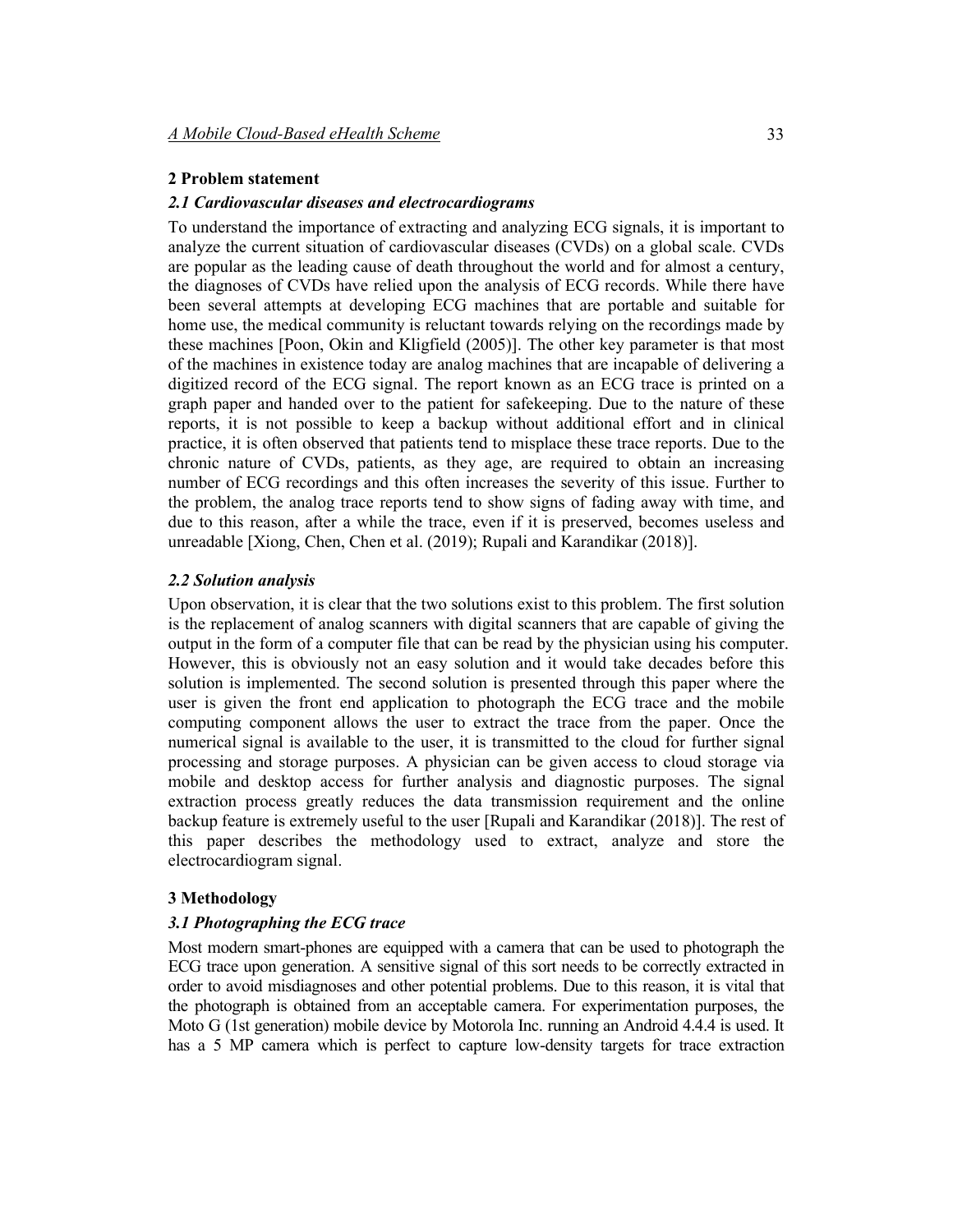## 2 Problem statement

### *2.1 Cardiovascular diseases and electrocardiograms*

To understand the importance of extracting and analyzing ECG signals, it is important to analyze the current situation of cardiovascular diseases (CVDs) on a global scale. CVDs are popular as the leading cause of death throughout the world and for almost a century, the diagnoses of CVDs have relied upon the analysis of ECG records. While there have been several attempts at developing ECG machines that are portable and suitable for home use, the medical community is reluctant towards relying on the recordings made by these machines [Poon, Okin and Kligfield (2005)]. The other key parameter is that most of the machines in existence today are analog machines that are incapable of delivering a digitized record of the ECG signal. The report known as an ECG trace is printed on a graph paper and handed over to the patient for safekeeping. Due to the nature of these reports, it is not possible to keep a backup without additional effort and in clinical practice, it is often observed that patients tend to misplace these trace reports. Due to the chronic nature of CVDs, patients, as they age, are required to obtain an increasing number of ECG recordings and this often increases the severity of this issue. Further to the problem, the analog trace reports tend to show signs of fading away with time, and due to this reason, after a while the trace, even if it is preserved, becomes useless and unreadable [Xiong, Chen, Chen et al. (2019); Rupali and Karandikar (2018)].

### *2.2 Solution analysis*

Upon observation, it is clear that the two solutions exist to this problem. The first solution is the replacement of analog scanners with digital scanners that are capable of giving the output in the form of a computer file that can be read by the physician using his computer. However, this is obviously not an easy solution and it would take decades before this solution is implemented. The second solution is presented through this paper where the user is given the front end application to photograph the ECG trace and the mobile computing component allows the user to extract the trace from the paper. Once the numerical signal is available to the user, it is transmitted to the cloud for further signal processing and storage purposes. A physician can be given access to cloud storage via mobile and desktop access for further analysis and diagnostic purposes. The signal extraction process greatly reduces the data transmission requirement and the online backup feature is extremely useful to the user [Rupali and Karandikar (2018)]. The rest of this paper describes the methodology used to extract, analyze and store the electrocardiogram signal.

## 3 Methodology

### *3.1 Photographing the ECG trace*

Most modern smart-phones are equipped with a camera that can be used to photograph the ECG trace upon generation. A sensitive signal of this sort needs to be correctly extracted in order to avoid misdiagnoses and other potential problems. Due to this reason, it is vital that the photograph is obtained from an acceptable camera. For experimentation purposes, the Moto G (1st generation) mobile device by Motorola Inc. running an Android 4.4.4 is used. It has a 5 MP camera which is perfect to capture low-density targets for trace extraction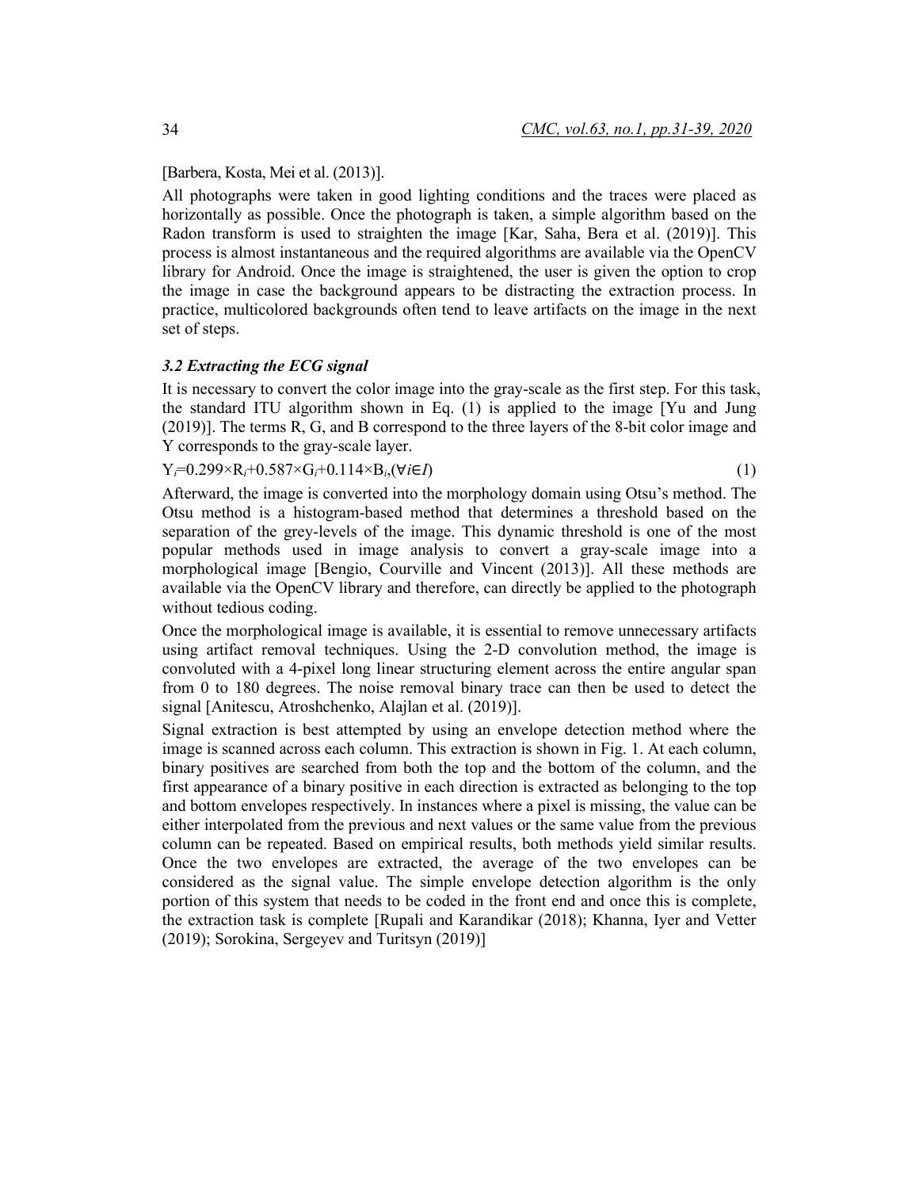[Barbera, Kosta, Mei et al. (2013)].

All photographs were taken in good lighting conditions and the traces were placed as horizontally as possible. Once the photograph is taken, a simple algorithm based on the Radon transform is used to straighten the image [Kar, Saha, Bera et al. (2019)]. This process is almost instantaneous and the required algorithms are available via the OpenCV library for Android. Once the image is straightened, the user is given the option to crop the image in case the background appears to be distracting the extraction process. In practice, multicolored backgrounds often tend to leave artifacts on the image in the next set of steps.

### *3.2 Extracting the ECG signal*

It is necessary to convert the color image into the gray-scale as the first step. For this task, the standard ITU algorithm shown in Eq. (1) is applied to the image [Yu and Jung (2019)]. The terms R, G, and B correspond to the three layers of the 8-bit color image and Y corresponds to the gray-scale layer.

$$Y_i=0.299\times R_i+0.587\times G_i+0.114\times B_i,(\forall i\in I) \tag{1}$$

Afterward, the image is converted into the morphology domain using Otsu's method. The Otsu method is a histogram-based method that determines a threshold based on the separation of the grey-levels of the image. This dynamic threshold is one of the most popular methods used in image analysis to convert a gray-scale image into a morphological image [Bengio, Courville and Vincent (2013)]. All these methods are available via the OpenCV library and therefore, can directly be applied to the photograph without tedious coding.

Once the morphological image is available, it is essential to remove unnecessary artifacts using artifact removal techniques. Using the 2-D convolution method, the image is convoluted with a 4-pixel long linear structuring element across the entire angular span from 0 to 180 degrees. The noise removal binary trace can then be used to detect the signal [Anitescu, Atroshchenko, Alajlan et al. (2019)].

Signal extraction is best attempted by using an envelope detection method where the image is scanned across each column. This extraction is shown in Fig. 1. At each column, binary positives are searched from both the top and the bottom of the column, and the first appearance of a binary positive in each direction is extracted as belonging to the top and bottom envelopes respectively. In instances where a pixel is missing, the value can be either interpolated from the previous and next values or the same value from the previous column can be repeated. Based on empirical results, both methods yield similar results. Once the two envelopes are extracted, the average of the two envelopes can be considered as the signal value. The simple envelope detection algorithm is the only portion of this system that needs to be coded in the front end and once this is complete, the extraction task is complete [Rupali and Karandikar (2018); Khanna, Iyer and Vetter (2019); Sorokina, Sergeyev and Turitsyn (2019)]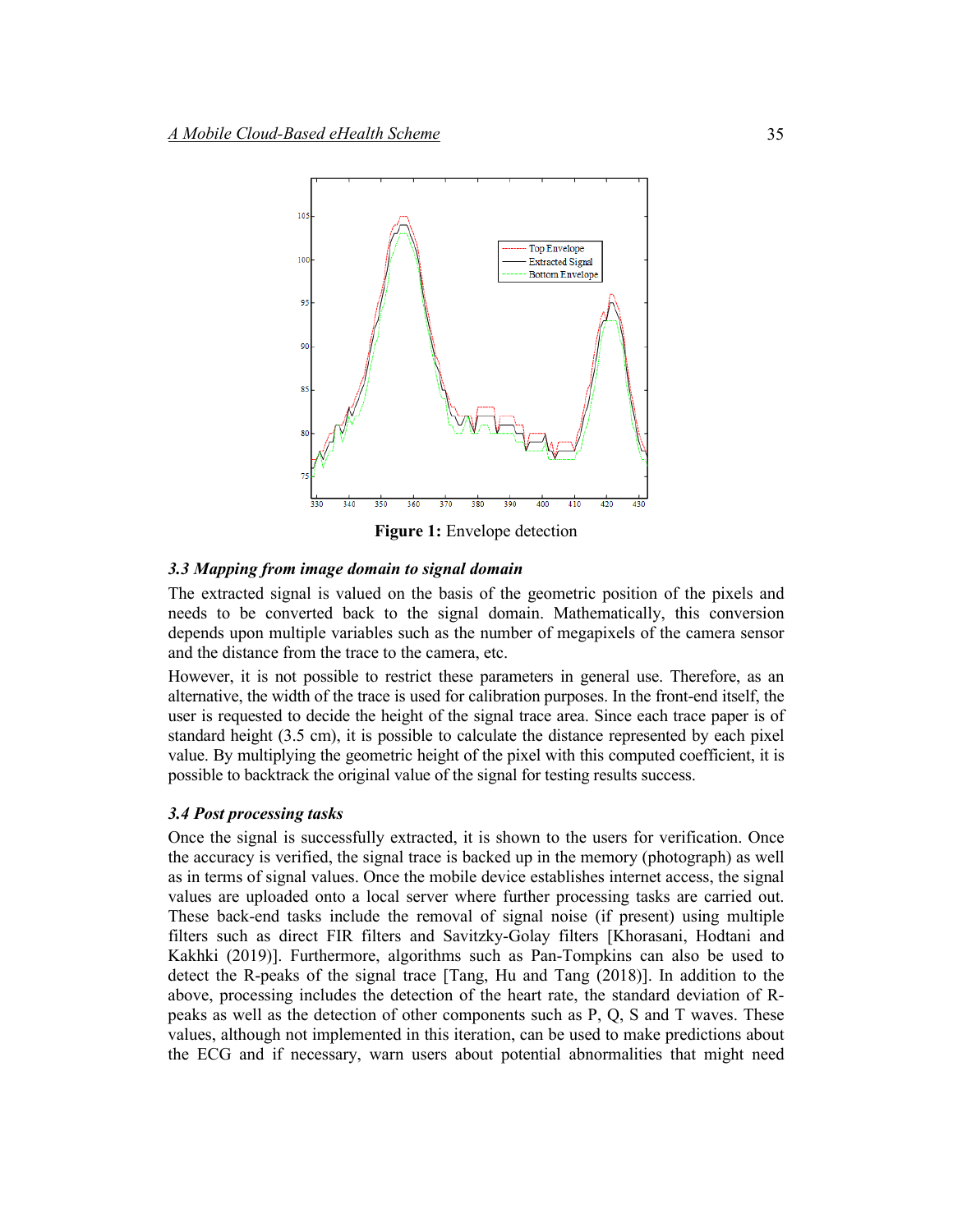**Figure 1:** Envelope detection

### 3.3 Mapping from image domain to signal domain

The extracted signal is valued on the basis of the geometric position of the pixels and needs to be converted back to the signal domain. Mathematically, this conversion depends upon multiple variables such as the number of megapixels of the camera sensor and the distance from the trace to the camera, etc.

However, it is not possible to restrict these parameters in general use. Therefore, as an alternative, the width of the trace is used for calibration purposes. In the front-end itself, the user is requested to decide the height of the signal trace area. Since each trace paper is of standard height (3.5 cm), it is possible to calculate the distance represented by each pixel value. By multiplying the geometric height of the pixel with this computed coefficient, it is possible to backtrack the original value of the signal for testing results success.

### 3.4 Post processing tasks

Once the signal is successfully extracted, it is shown to the users for verification. Once the accuracy is verified, the signal trace is backed up in the memory (photograph) as well as in terms of signal values. Once the mobile device establishes internet access, the signal values are uploaded onto a local server where further processing tasks are carried out. These back-end tasks include the removal of signal noise (if present) using multiple filters such as direct FIR filters and Savitzky-Golay filters [Khorasani, Hodtani and Kakhki (2019)]. Furthermore, algorithms such as Pan-Tompkins can also be used to detect the R-peaks of the signal trace [Tang, Hu and Tang (2018)]. In addition to the above, processing includes the detection of the heart rate, the standard deviation of R-peaks as well as the detection of other components such as P, Q, S and T waves. These values, although not implemented in this iteration, can be used to make predictions about the ECG and if necessary, warn users about potential abnormalities that might need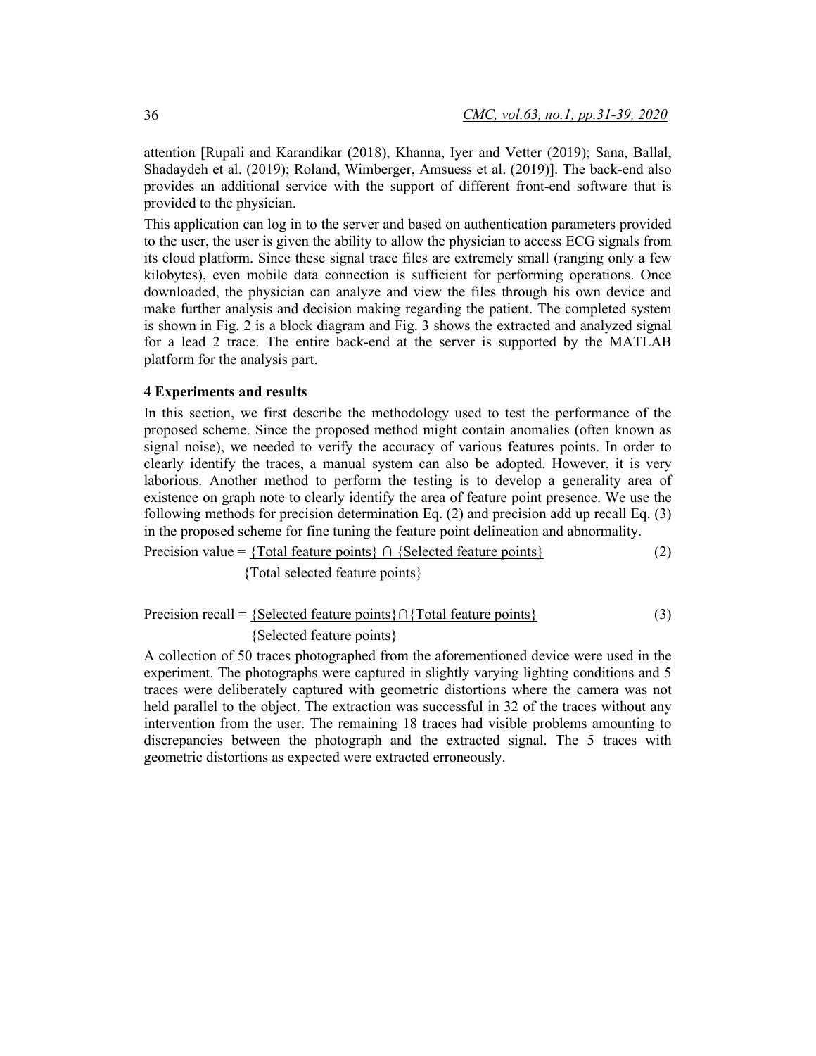attention [Rupali and Karandikar (2018), Khanna, Iyer and Vetter (2019); Sana, Ballal, Shadaydeh et al. (2019); Roland, Wimberger, Amsuess et al. (2019)]. The back-end also provides an additional service with the support of different front-end software that is provided to the physician.

This application can log in to the server and based on authentication parameters provided to the user, the user is given the ability to allow the physician to access ECG signals from its cloud platform. Since these signal trace files are extremely small (ranging only a few kilobytes), even mobile data connection is sufficient for performing operations. Once downloaded, the physician can analyze and view the files through his own device and make further analysis and decision making regarding the patient. The completed system is shown in Fig. 2 is a block diagram and Fig. 3 shows the extracted and analyzed signal for a lead 2 trace. The entire back-end at the server is supported by the MATLAB platform for the analysis part.

## 4 Experiments and results

In this section, we first describe the methodology used to test the performance of the proposed scheme. Since the proposed method might contain anomalies (often known as signal noise), we needed to verify the accuracy of various features points. In order to clearly identify the traces, a manual system can also be adopted. However, it is very laborious. Another method to perform the testing is to develop a generality area of existence on graph note to clearly identify the area of feature point presence. We use the following methods for precision determination Eq. (2) and precision add up recall Eq. (3) in the proposed scheme for fine tuning the feature point delineation and abnormality.

$$\text{Precision value} = \frac{\{\text{Total feature points}\} \cap \{\text{Selected feature points}\}}{\{\text{Total selected feature points}\}} \tag{2}$$

$$\text{Precision recall} = \frac{\{\text{Selected feature points}\} \cap \{\text{Total feature points}\}}{\{\text{Selected feature points}\}} \tag{3}$$

A collection of 50 traces photographed from the aforementioned device were used in the experiment. The photographs were captured in slightly varying lighting conditions and 5 traces were deliberately captured with geometric distortions where the camera was not held parallel to the object. The extraction was successful in 32 of the traces without any intervention from the user. The remaining 18 traces had visible problems amounting to discrepancies between the photograph and the extracted signal. The 5 traces with geometric distortions as expected were extracted erroneously.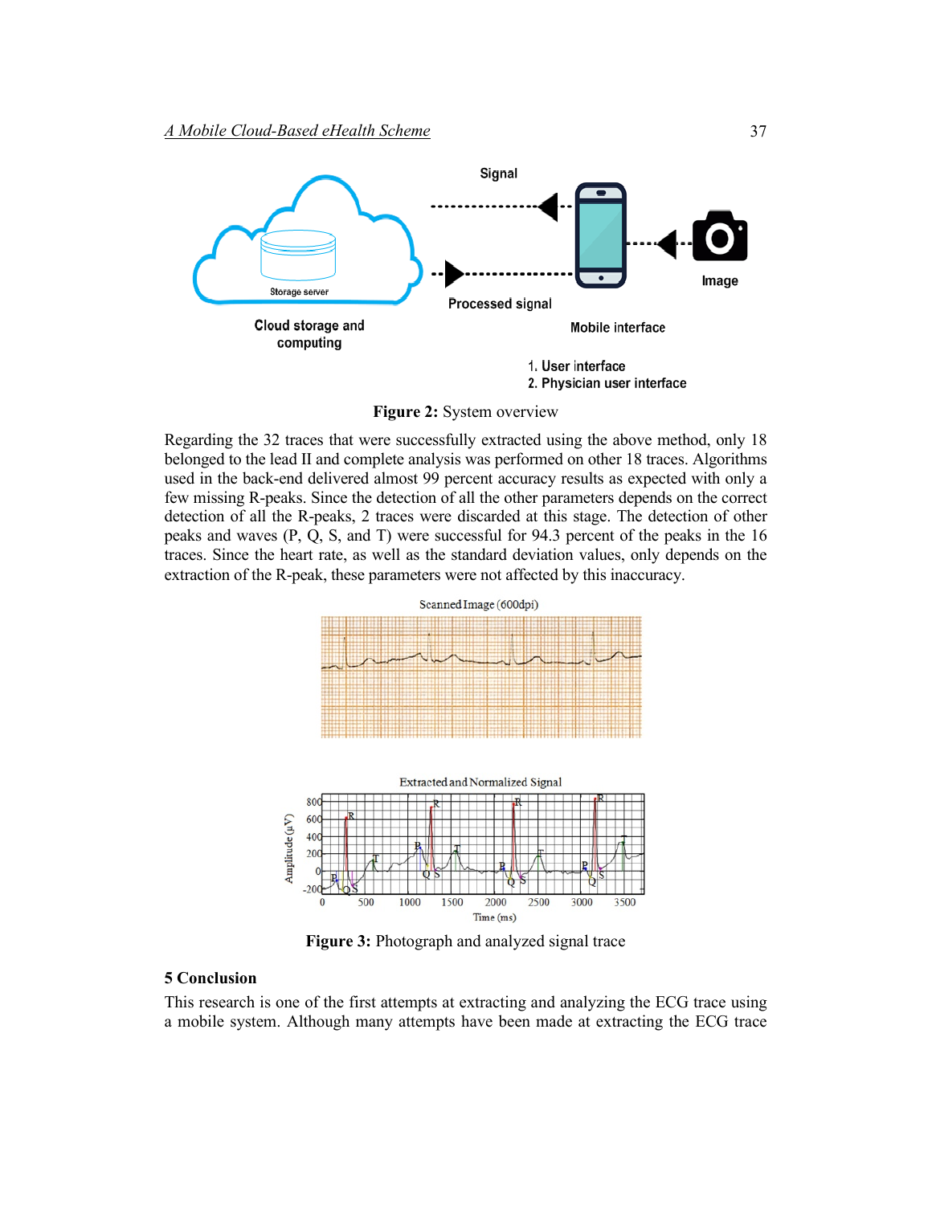Figure 2: System overview

Regarding the 32 traces that were successfully extracted using the above method, only 18 belonged to the lead II and complete analysis was performed on other 18 traces. Algorithms used in the back-end delivered almost 99 percent accuracy results as expected with only a few missing R-peaks. Since the detection of all the other parameters depends on the correct detection of all the R-peaks, 2 traces were discarded at this stage. The detection of other peaks and waves (P, Q, S, and T) were successful for 94.3 percent of the peaks in the 16 traces. Since the heart rate, as well as the standard deviation values, only depends on the extraction of the R-peak, these parameters were not affected by this inaccuracy.

Figure 3: Photograph and analyzed signal trace

## 5 Conclusion

This research is one of the first attempts at extracting and analyzing the ECG trace using a mobile system. Although many attempts have been made at extracting the ECG trace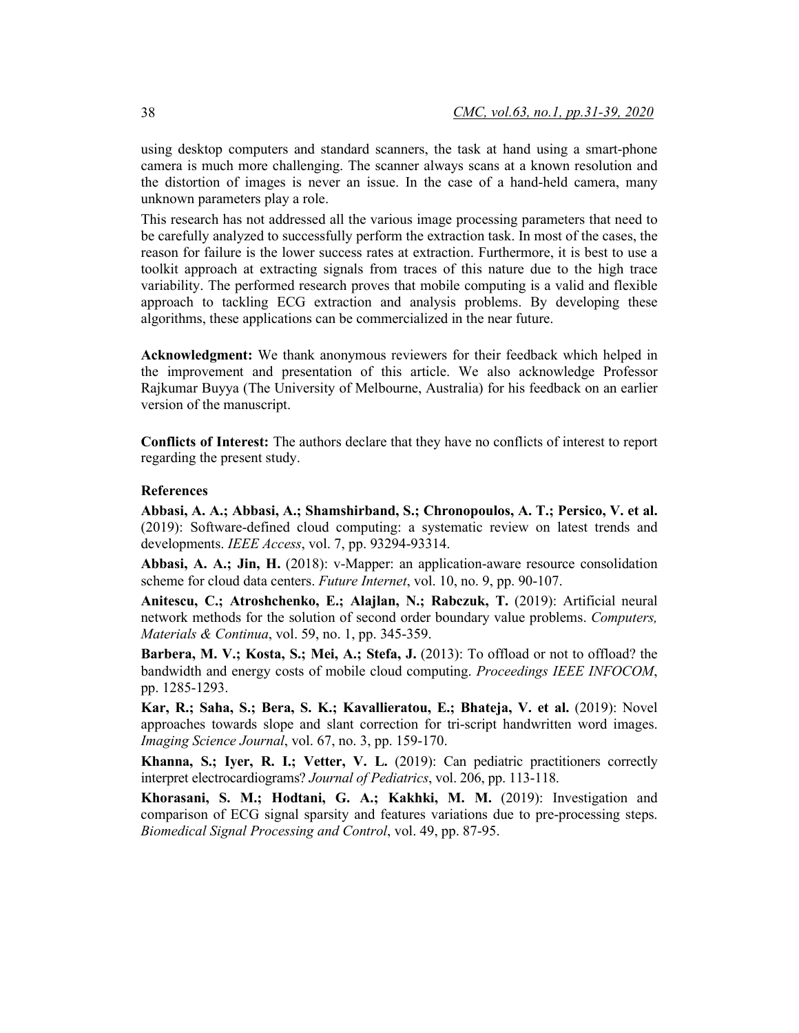using desktop computers and standard scanners, the task at hand using a smart-phone camera is much more challenging. The scanner always scans at a known resolution and the distortion of images is never an issue. In the case of a hand-held camera, many unknown parameters play a role.

This research has not addressed all the various image processing parameters that need to be carefully analyzed to successfully perform the extraction task. In most of the cases, the reason for failure is the lower success rates at extraction. Furthermore, it is best to use a toolkit approach at extracting signals from traces of this nature due to the high trace variability. The performed research proves that mobile computing is a valid and flexible approach to tackling ECG extraction and analysis problems. By developing these algorithms, these applications can be commercialized in the near future.

**Acknowledgment:** We thank anonymous reviewers for their feedback which helped in the improvement and presentation of this article. We also acknowledge Professor Rajkumar Buyya (The University of Melbourne, Australia) for his feedback on an earlier version of the manuscript.

**Conflicts of Interest:** The authors declare that they have no conflicts of interest to report regarding the present study.

## References

**Abbasi, A. A.; Abbasi, A.; Shamshirband, S.; Chronopoulos, A. T.; Persico, V. et al.** (2019): Software-defined cloud computing: a systematic review on latest trends and developments. *IEEE Access*, vol. 7, pp. 93294-93314.

**Abbasi, A. A.; Jin, H.** (2018): v-Mapper: an application-aware resource consolidation scheme for cloud data centers. *Future Internet*, vol. 10, no. 9, pp. 90-107.

**Anitescu, C.; Atroshchenko, E.; Alajlan, N.; Rabczuk, T.** (2019): Artificial neural network methods for the solution of second order boundary value problems. *Computers, Materials & Continua*, vol. 59, no. 1, pp. 345-359.

**Barbera, M. V.; Kosta, S.; Mei, A.; Stefa, J.** (2013): To offload or not to offload? the bandwidth and energy costs of mobile cloud computing. *Proceedings IEEE INFOCOM*, pp. 1285-1293.

**Kar, R.; Saha, S.; Bera, S. K.; Kavallieratou, E.; Bhateja, V. et al.** (2019): Novel approaches towards slope and slant correction for tri-script handwritten word images. *Imaging Science Journal*, vol. 67, no. 3, pp. 159-170.

**Khanna, S.; Iyer, R. I.; Vetter, V. L.** (2019): Can pediatric practitioners correctly interpret electrocardiograms? *Journal of Pediatrics*, vol. 206, pp. 113-118.

**Khorasani, S. M.; Hodtani, G. A.; Kakhki, M. M.** (2019): Investigation and comparison of ECG signal sparsity and features variations due to pre-processing steps. *Biomedical Signal Processing and Control*, vol. 49, pp. 87-95.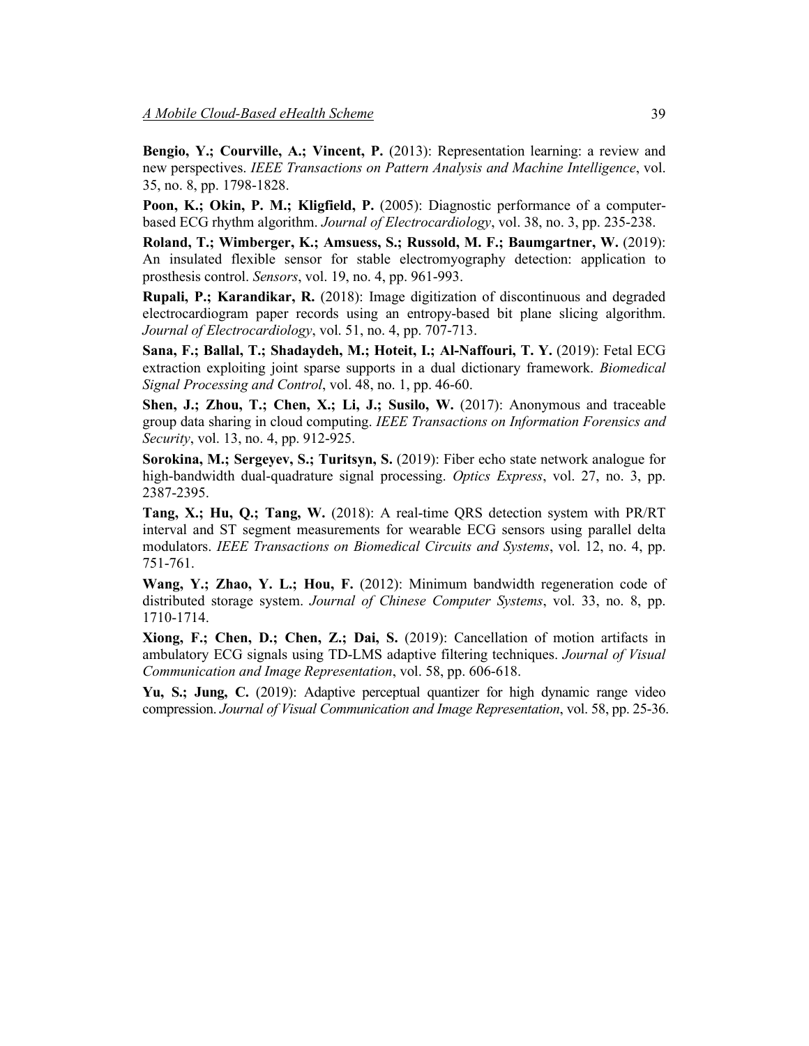**Bengio, Y.; Courville, A.; Vincent, P.** (2013): Representation learning: a review and new perspectives. *IEEE Transactions on Pattern Analysis and Machine Intelligence*, vol. 35, no. 8, pp. 1798-1828.

**Poon, K.; Okin, P. M.; Kligfield, P.** (2005): Diagnostic performance of a computer-based ECG rhythm algorithm. *Journal of Electrocardiology*, vol. 38, no. 3, pp. 235-238.

**Roland, T.; Wimberger, K.; Amsuess, S.; Russold, M. F.; Baumgartner, W.** (2019): An insulated flexible sensor for stable electromyography detection: application to prosthesis control. *Sensors*, vol. 19, no. 4, pp. 961-993.

**Rupali, P.; Karandikar, R.** (2018): Image digitization of discontinuous and degraded electrocardiogram paper records using an entropy-based bit plane slicing algorithm. *Journal of Electrocardiology*, vol. 51, no. 4, pp. 707-713.

**Sana, F.; Ballal, T.; Shadaydeh, M.; Hoteit, I.; Al-Naffouri, T. Y.** (2019): Fetal ECG extraction exploiting joint sparse supports in a dual dictionary framework. *Biomedical Signal Processing and Control*, vol. 48, no. 1, pp. 46-60.

**Shen, J.; Zhou, T.; Chen, X.; Li, J.; Susilo, W.** (2017): Anonymous and traceable group data sharing in cloud computing. *IEEE Transactions on Information Forensics and Security*, vol. 13, no. 4, pp. 912-925.

**Sorokina, M.; Sergeyev, S.; Turitsyn, S.** (2019): Fiber echo state network analogue for high-bandwidth dual-quadrature signal processing. *Optics Express*, vol. 27, no. 3, pp. 2387-2395.

**Tang, X.; Hu, Q.; Tang, W.** (2018): A real-time QRS detection system with PR/RT interval and ST segment measurements for wearable ECG sensors using parallel delta modulators. *IEEE Transactions on Biomedical Circuits and Systems*, vol. 12, no. 4, pp. 751-761.

**Wang, Y.; Zhao, Y. L.; Hou, F.** (2012): Minimum bandwidth regeneration code of distributed storage system. *Journal of Chinese Computer Systems*, vol. 33, no. 8, pp. 1710-1714.

**Xiong, F.; Chen, D.; Chen, Z.; Dai, S.** (2019): Cancellation of motion artifacts in ambulatory ECG signals using TD-LMS adaptive filtering techniques. *Journal of Visual Communication and Image Representation*, vol. 58, pp. 606-618.

**Yu, S.; Jung, C.** (2019): Adaptive perceptual quantizer for high dynamic range video compression. *Journal of Visual Communication and Image Representation*, vol. 58, pp. 25-36.